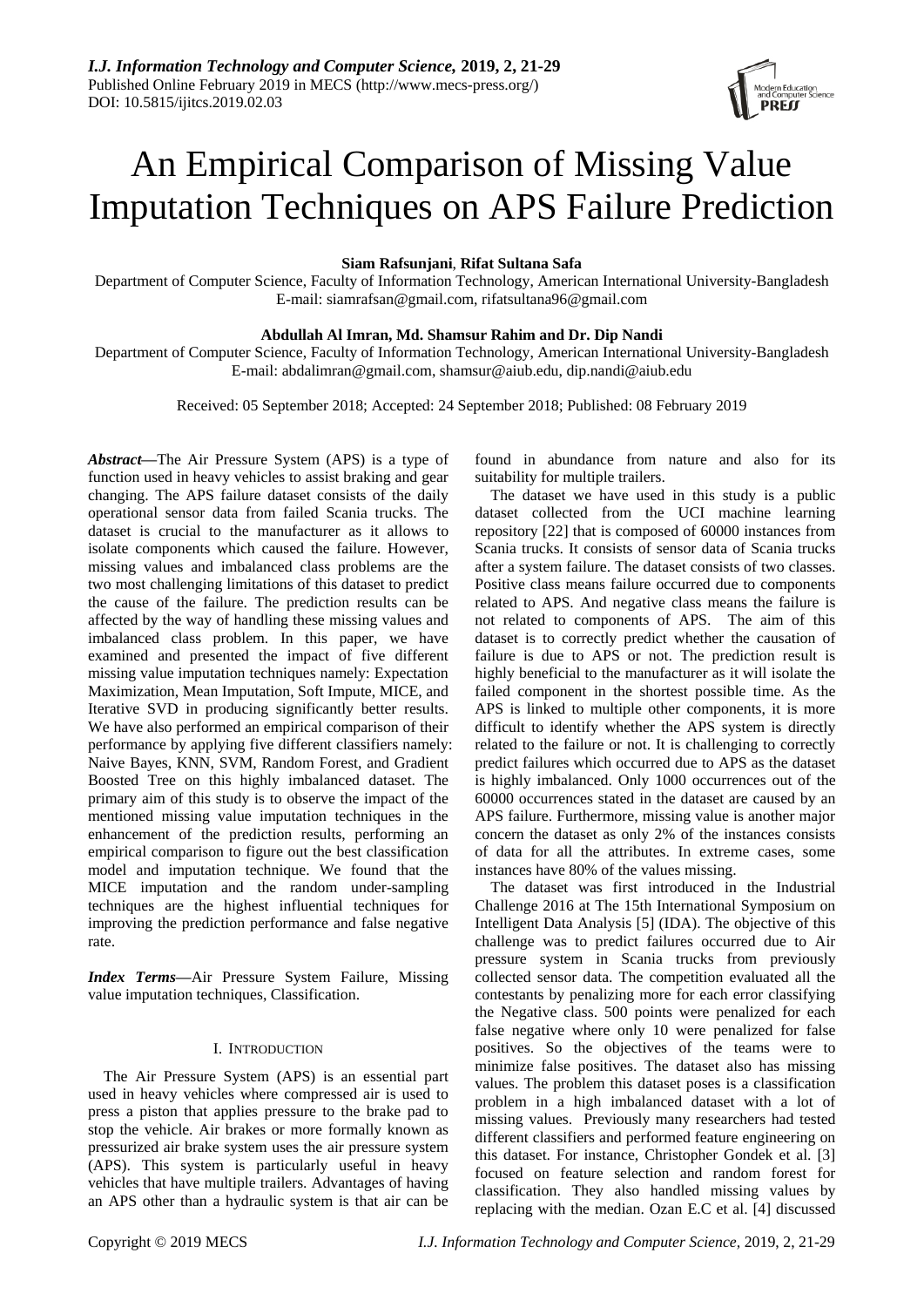# An Empirical Comparison of Missing Value Imputation Techniques on APS Failure Prediction

**Siam Rafsunjani**, **Rifat Sultana Safa**

Department of Computer Science, Faculty of Information Technology, American International University-Bangladesh
E-mail: siamrafsan@gmail.com, rifatsultana96@gmail.com

**Abdullah Al Imran, Md. Shamsur Rahim and Dr. Dip Nandi**

Department of Computer Science, Faculty of Information Technology, American International University-Bangladesh
E-mail: abdalimran@gmail.com, shamsur@aiub.edu, dip.nandi@aiub.edu

Received: 05 September 2018; Accepted: 24 September 2018; Published: 08 February 2019

***Abstract*—**The Air Pressure System (APS) is a type of function used in heavy vehicles to assist braking and gear changing. The APS failure dataset consists of the daily operational sensor data from failed Scania trucks. The dataset is crucial to the manufacturer as it allows to isolate components which caused the failure. However, missing values and imbalanced class problems are the two most challenging limitations of this dataset to predict the cause of the failure. The prediction results can be affected by the way of handling these missing values and imbalanced class problem. In this paper, we have examined and presented the impact of five different missing value imputation techniques namely: Expectation Maximization, Mean Imputation, Soft Impute, MICE, and Iterative SVD in producing significantly better results. We have also performed an empirical comparison of their performance by applying five different classifiers namely: Naive Bayes, KNN, SVM, Random Forest, and Gradient Boosted Tree on this highly imbalanced dataset. The primary aim of this study is to observe the impact of the mentioned missing value imputation techniques in the enhancement of the prediction results, performing an empirical comparison to figure out the best classification model and imputation technique. We found that the MICE imputation and the random under-sampling techniques are the highest influential techniques for improving the prediction performance and false negative rate.

***Index Terms*—**Air Pressure System Failure, Missing value imputation techniques, Classification.

## I. Introduction

The Air Pressure System (APS) is an essential part used in heavy vehicles where compressed air is used to press a piston that applies pressure to the brake pad to stop the vehicle. Air brakes or more formally known as pressurized air brake system uses the air pressure system (APS). This system is particularly useful in heavy vehicles that have multiple trailers. Advantages of having an APS other than a hydraulic system is that air can be found in abundance from nature and also for its suitability for multiple trailers.

The dataset we have used in this study is a public dataset collected from the UCI machine learning repository [22] that is composed of 60000 instances from Scania trucks. It consists of sensor data of Scania trucks after a system failure. The dataset consists of two classes. Positive class means failure occurred due to components related to APS. And negative class means the failure is not related to components of APS. The aim of this dataset is to correctly predict whether the causation of failure is due to APS or not. The prediction result is highly beneficial to the manufacturer as it will isolate the failed component in the shortest possible time. As the APS is linked to multiple other components, it is more difficult to identify whether the APS system is directly related to the failure or not. It is challenging to correctly predict failures which occurred due to APS as the dataset is highly imbalanced. Only 1000 occurrences out of the 60000 occurrences stated in the dataset are caused by an APS failure. Furthermore, missing value is another major concern the dataset as only 2% of the instances consists of data for all the attributes. In extreme cases, some instances have 80% of the values missing.

The dataset was first introduced in the Industrial Challenge 2016 at The 15th International Symposium on Intelligent Data Analysis [5] (IDA). The objective of this challenge was to predict failures occurred due to Air pressure system in Scania trucks from previously collected sensor data. The competition evaluated all the contestants by penalizing more for each error classifying the Negative class. 500 points were penalized for each false negative where only 10 were penalized for false positives. So the objectives of the teams were to minimize false positives. The dataset also has missing values. The problem this dataset poses is a classification problem in a high imbalanced dataset with a lot of missing values. Previously many researchers had tested different classifiers and performed feature engineering on this dataset. For instance, Christopher Gondek et al. [3] focused on feature selection and random forest for classification. They also handled missing values by replacing with the median. Ozan E.C et al. [4] discussed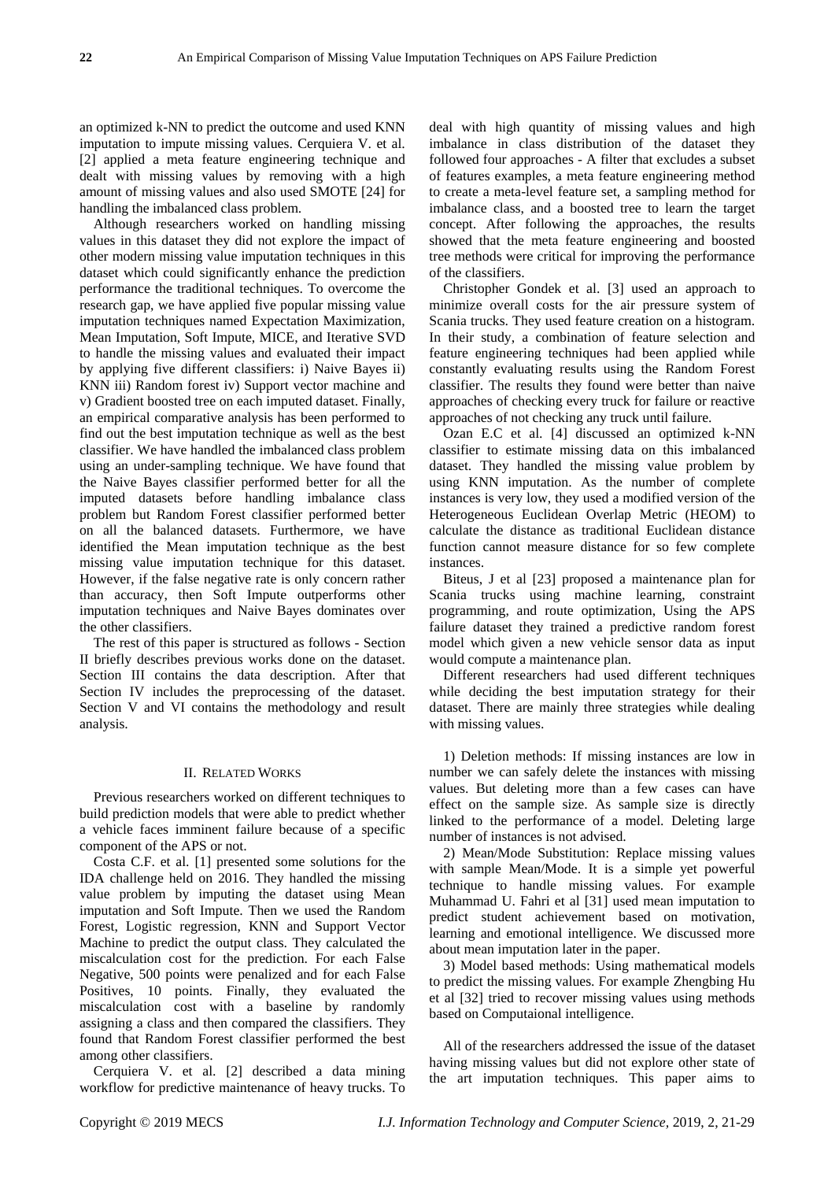an optimized k-NN to predict the outcome and used KNN imputation to impute missing values. Cerquiera V. et al. [2] applied a meta feature engineering technique and dealt with missing values by removing with a high amount of missing values and also used SMOTE [24] for handling the imbalanced class problem.

Although researchers worked on handling missing values in this dataset they did not explore the impact of other modern missing value imputation techniques in this dataset which could significantly enhance the prediction performance the traditional techniques. To overcome the research gap, we have applied five popular missing value imputation techniques named Expectation Maximization, Mean Imputation, Soft Impute, MICE, and Iterative SVD to handle the missing values and evaluated their impact by applying five different classifiers: i) Naive Bayes ii) KNN iii) Random forest iv) Support vector machine and v) Gradient boosted tree on each imputed dataset. Finally, an empirical comparative analysis has been performed to find out the best imputation technique as well as the best classifier. We have handled the imbalanced class problem using an under-sampling technique. We have found that the Naive Bayes classifier performed better for all the imputed datasets before handling imbalance class problem but Random Forest classifier performed better on all the balanced datasets. Furthermore, we have identified the Mean imputation technique as the best missing value imputation technique for this dataset. However, if the false negative rate is only concern rather than accuracy, then Soft Impute outperforms other imputation techniques and Naive Bayes dominates over the other classifiers.

The rest of this paper is structured as follows - Section II briefly describes previous works done on the dataset. Section III contains the data description. After that Section IV includes the preprocessing of the dataset. Section V and VI contains the methodology and result analysis.

## II. Related Works

Previous researchers worked on different techniques to build prediction models that were able to predict whether a vehicle faces imminent failure because of a specific component of the APS or not.

Costa C.F. et al. [1] presented some solutions for the IDA challenge held on 2016. They handled the missing value problem by imputing the dataset using Mean imputation and Soft Impute. Then we used the Random Forest, Logistic regression, KNN and Support Vector Machine to predict the output class. They calculated the miscalculation cost for the prediction. For each False Negative, 500 points were penalized and for each False Positives, 10 points. Finally, they evaluated the miscalculation cost with a baseline by randomly assigning a class and then compared the classifiers. They found that Random Forest classifier performed the best among other classifiers.

Cerquiera V. et al. [2] described a data mining workflow for predictive maintenance of heavy trucks. To deal with high quantity of missing values and high imbalance in class distribution of the dataset they followed four approaches - A filter that excludes a subset of features examples, a meta feature engineering method to create a meta-level feature set, a sampling method for imbalance class, and a boosted tree to learn the target concept. After following the approaches, the results showed that the meta feature engineering and boosted tree methods were critical for improving the performance of the classifiers.

Christopher Gondek et al. [3] used an approach to minimize overall costs for the air pressure system of Scania trucks. They used feature creation on a histogram. In their study, a combination of feature selection and feature engineering techniques had been applied while constantly evaluating results using the Random Forest classifier. The results they found were better than naive approaches of checking every truck for failure or reactive approaches of not checking any truck until failure.

Ozan E.C et al. [4] discussed an optimized k-NN classifier to estimate missing data on this imbalanced dataset. They handled the missing value problem by using KNN imputation. As the number of complete instances is very low, they used a modified version of the Heterogeneous Euclidean Overlap Metric (HEOM) to calculate the distance as traditional Euclidean distance function cannot measure distance for so few complete instances.

Biteus, J et al [23] proposed a maintenance plan for Scania trucks using machine learning, constraint programming, and route optimization, Using the APS failure dataset they trained a predictive random forest model which given a new vehicle sensor data as input would compute a maintenance plan.

Different researchers had used different techniques while deciding the best imputation strategy for their dataset. There are mainly three strategies while dealing with missing values.

1) Deletion methods: If missing instances are low in number we can safely delete the instances with missing values. But deleting more than a few cases can have effect on the sample size. As sample size is directly linked to the performance of a model. Deleting large number of instances is not advised.

2) Mean/Mode Substitution: Replace missing values with sample Mean/Mode. It is a simple yet powerful technique to handle missing values. For example Muhammad U. Fahri et al [31] used mean imputation to predict student achievement based on motivation, learning and emotional intelligence. We discussed more about mean imputation later in the paper.

3) Model based methods: Using mathematical models to predict the missing values. For example Zhengbing Hu et al [32] tried to recover missing values using methods based on Computaional intelligence.

All of the researchers addressed the issue of the dataset having missing values but did not explore other state of the art imputation techniques. This paper aims to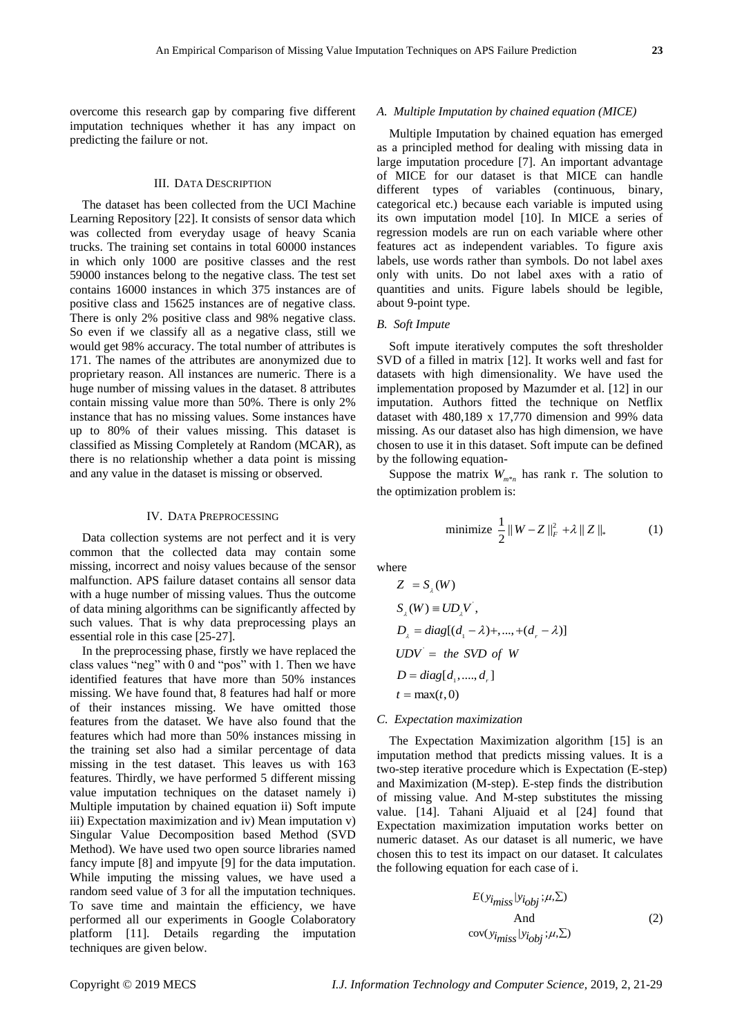overcome this research gap by comparing five different imputation techniques whether it has any impact on predicting the failure or not.

## III. Data Description

The dataset has been collected from the UCI Machine Learning Repository [22]. It consists of sensor data which was collected from everyday usage of heavy Scania trucks. The training set contains in total 60000 instances in which only 1000 are positive classes and the rest 59000 instances belong to the negative class. The test set contains 16000 instances in which 375 instances are of positive class and 15625 instances are of negative class. There is only 2% positive class and 98% negative class. So even if we classify all as a negative class, still we would get 98% accuracy. The total number of attributes is 171. The names of the attributes are anonymized due to proprietary reason. All instances are numeric. There is a huge number of missing values in the dataset. 8 attributes contain missing value more than 50%. There is only 2% instance that has no missing values. Some instances have up to 80% of their values missing. This dataset is classified as Missing Completely at Random (MCAR), as there is no relationship whether a data point is missing and any value in the dataset is missing or observed.

## IV. Data Preprocessing

Data collection systems are not perfect and it is very common that the collected data may contain some missing, incorrect and noisy values because of the sensor malfunction. APS failure dataset contains all sensor data with a huge number of missing values. Thus the outcome of data mining algorithms can be significantly affected by such values. That is why data preprocessing plays an essential role in this case [25-27].

In the preprocessing phase, firstly we have replaced the class values "neg" with 0 and "pos" with 1. Then we have identified features that have more than 50% instances missing. We have found that, 8 features had half or more of their instances missing. We have omitted those features from the dataset. We have also found that the features which had more than 50% instances missing in the training set also had a similar percentage of data missing in the test dataset. This leaves us with 163 features. Thirdly, we have performed 5 different missing value imputation techniques on the dataset namely i) Multiple imputation by chained equation ii) Soft impute iii) Expectation maximization and iv) Mean imputation v) Singular Value Decomposition based Method (SVD Method). We have used two open source libraries named fancy impute [8] and impyute [9] for the data imputation. While imputing the missing values, we have used a random seed value of 3 for all the imputation techniques. To save time and maintain the efficiency, we have performed all our experiments in Google Colaboratory platform [11]. Details regarding the imputation techniques are given below.

### *A. Multiple Imputation by chained equation (MICE)*

Multiple Imputation by chained equation has emerged as a principled method for dealing with missing data in large imputation procedure [7]. An important advantage of MICE for our dataset is that MICE can handle different types of variables (continuous, binary, categorical etc.) because each variable is imputed using its own imputation model [10]. In MICE a series of regression models are run on each variable where other features act as independent variables. To figure axis labels, use words rather than symbols. Do not label axes only with units. Do not label axes with a ratio of quantities and units. Figure labels should be legible, about 9-point type.

### *B. Soft Impute*

Soft impute iteratively computes the soft thresholder SVD of a filled in matrix [12]. It works well and fast for datasets with high dimensionality. We have used the implementation proposed by Mazumder et al. [12] in our imputation. Authors fitted the technique on Netflix dataset with 480,189 x 17,770 dimension and 99% data missing. As our dataset also has high dimension, we have chosen to use it in this dataset. Soft impute can be defined by the following equation-

Suppose the matrix $W_{m*n}$ has rank r. The solution to the optimization problem is:

$$\text{minimize } \frac{1}{2} \| W - Z \|_F^2 + \lambda \| Z \|_* \tag{1}$$

where

$$Z = S_\lambda(W)$$
$$S_\lambda(W) \equiv UD_\lambda V',$$
$$D_\lambda = diag[(d_1 - \lambda)+, ..., +(d_r - \lambda)]$$
$$UDV' = \text{ the SVD of } W$$
$$D = diag[d_1, ...., d_r]$$
$$t = \max(t, 0)$$

### *C. Expectation maximization*

The Expectation Maximization algorithm [15] is an imputation method that predicts missing values. It is a two-step iterative procedure which is Expectation (E-step) and Maximization (M-step). E-step finds the distribution of missing value. And M-step substitutes the missing value. [14]. Tahani Aljuaid et al [24] found that Expectation maximization imputation works better on numeric dataset. As our dataset is all numeric, we have chosen this to test its impact on our dataset. It calculates the following equation for each case of i.

$$E(y_{i_{miss}} | y_{i_{obj}}; \mu, \Sigma) \\ \text{And} \\ \text{cov}(y_{i_{miss}} | y_{i_{obj}}; \mu, \Sigma) \tag{2}$$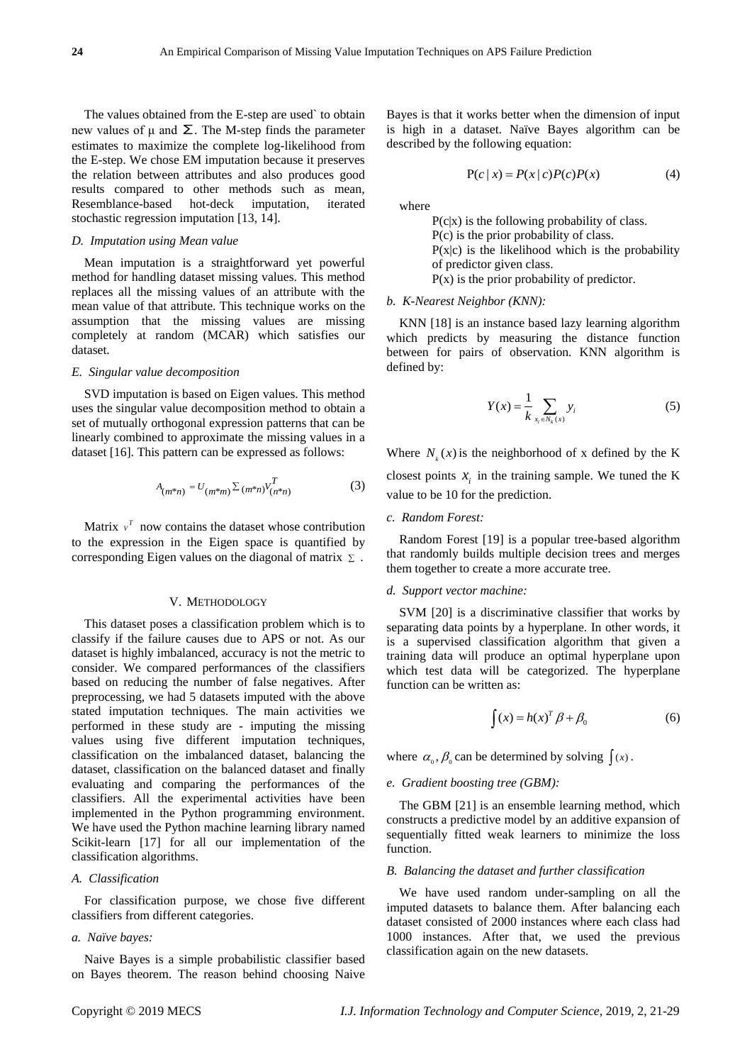The values obtained from the E-step are used` to obtain new values of μ and $\Sigma$. The M-step finds the parameter estimates to maximize the complete log-likelihood from the E-step. We chose EM imputation because it preserves the relation between attributes and also produces good results compared to other methods such as mean, Resemblance-based hot-deck imputation, iterated stochastic regression imputation [13, 14].

*D. Imputation using Mean value*

Mean imputation is a straightforward yet powerful method for handling dataset missing values. This method replaces all the missing values of an attribute with the mean value of that attribute. This technique works on the assumption that the missing values are missing completely at random (MCAR) which satisfies our dataset.

*E. Singular value decomposition*

SVD imputation is based on Eigen values. This method uses the singular value decomposition method to obtain a set of mutually orthogonal expression patterns that can be linearly combined to approximate the missing values in a dataset [16]. This pattern can be expressed as follows:

$$A_{(m*n)} = U_{(m*m)} \Sigma_{(m*n)} V^T_{(n*n)} \tag{3}$$

Matrix $V^T$ now contains the dataset whose contribution to the expression in the Eigen space is quantified by corresponding Eigen values on the diagonal of matrix $\Sigma$.

## V. Methodology

This dataset poses a classification problem which is to classify if the failure causes due to APS or not. As our dataset is highly imbalanced, accuracy is not the metric to consider. We compared performances of the classifiers based on reducing the number of false negatives. After preprocessing, we had 5 datasets imputed with the above stated imputation techniques. The main activities we performed in these study are - imputing the missing values using five different imputation techniques, classification on the imbalanced dataset, balancing the dataset, classification on the balanced dataset and finally evaluating and comparing the performances of the classifiers. All the experimental activities have been implemented in the Python programming environment. We have used the Python machine learning library named Scikit-learn [17] for all our implementation of the classification algorithms.

*A. Classification*

For classification purpose, we chose five different classifiers from different categories.

*a. Naïve bayes:*

Naive Bayes is a simple probabilistic classifier based on Bayes theorem. The reason behind choosing Naive Bayes is that it works better when the dimension of input is high in a dataset. Naïve Bayes algorithm can be described by the following equation:

$$\mathrm{P}(c \mid x) = P(x \mid c)P(c)P(x) \tag{4}$$

where

P(c|x) is the following probability of class.
P(c) is the prior probability of class.
P(x|c) is the likelihood which is the probability of predictor given class.
P(x) is the prior probability of predictor.

*b. K-Nearest Neighbor (KNN):*

KNN [18] is an instance based lazy learning algorithm which predicts by measuring the distance function between for pairs of observation. KNN algorithm is defined by:

$$Y(x) = \frac{1}{k} \sum_{x_i \in N_k(x)} y_i \tag{5}$$

Where $N_k(x)$ is the neighborhood of x defined by the K closest points $x_i$ in the training sample. We tuned the K value to be 10 for the prediction.

*c. Random Forest:*

Random Forest [19] is a popular tree-based algorithm that randomly builds multiple decision trees and merges them together to create a more accurate tree.

*d. Support vector machine:*

SVM [20] is a discriminative classifier that works by separating data points by a hyperplane. In other words, it is a supervised classification algorithm that given a training data will produce an optimal hyperplane upon which test data will be categorized. The hyperplane function can be written as:

$$\int(x) = h(x)^T \beta + \beta_0 \tag{6}$$

where $\alpha_0, \beta_0$ can be determined by solving $\int(x)$.

*e. Gradient boosting tree (GBM):*

The GBM [21] is an ensemble learning method, which constructs a predictive model by an additive expansion of sequentially fitted weak learners to minimize the loss function.

*B. Balancing the dataset and further classification*

We have used random under-sampling on all the imputed datasets to balance them. After balancing each dataset consisted of 2000 instances where each class had 1000 instances. After that, we used the previous classification again on the new datasets.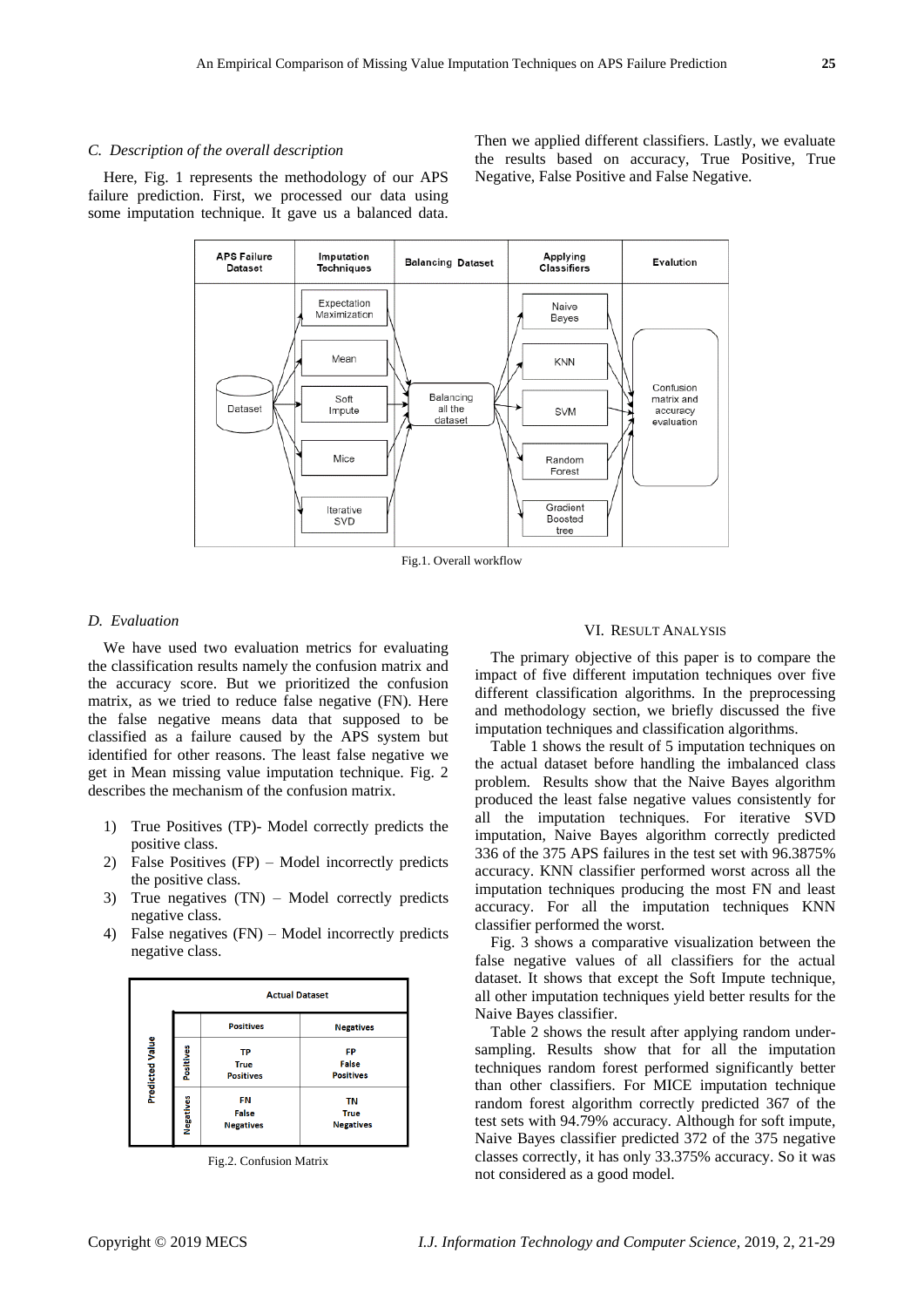### C. Description of the overall description

Here, Fig. 1 represents the methodology of our APS failure prediction. First, we processed our data using some imputation technique. It gave us a balanced data. Then we applied different classifiers. Lastly, we evaluate the results based on accuracy, True Positive, True Negative, False Positive and False Negative.

Fig.1. Overall workflow

### D. Evaluation

We have used two evaluation metrics for evaluating the classification results namely the confusion matrix and the accuracy score. But we prioritized the confusion matrix, as we tried to reduce false negative (FN). Here the false negative means data that supposed to be classified as a failure caused by the APS system but identified for other reasons. The least false negative we get in Mean missing value imputation technique. Fig. 2 describes the mechanism of the confusion matrix.

1) True Positives (TP)- Model correctly predicts the positive class.
2) False Positives (FP) – Model incorrectly predicts the positive class.
3) True negatives (TN) – Model correctly predicts negative class.
4) False negatives (FN) – Model incorrectly predicts negative class.

Fig.2. Confusion Matrix

## VI. Result Analysis

The primary objective of this paper is to compare the impact of five different imputation techniques over five different classification algorithms. In the preprocessing and methodology section, we briefly discussed the five imputation techniques and classification algorithms.

Table 1 shows the result of 5 imputation techniques on the actual dataset before handling the imbalanced class problem. Results show that the Naive Bayes algorithm produced the least false negative values consistently for all the imputation techniques. For iterative SVD imputation, Naive Bayes algorithm correctly predicted 336 of the 375 APS failures in the test set with 96.3875% accuracy. KNN classifier performed worst across all the imputation techniques producing the most FN and least accuracy. For all the imputation techniques KNN classifier performed the worst.

Fig. 3 shows a comparative visualization between the false negative values of all classifiers for the actual dataset. It shows that except the Soft Impute technique, all other imputation techniques yield better results for the Naive Bayes classifier.

Table 2 shows the result after applying random under-sampling. Results show that for all the imputation techniques random forest performed significantly better than other classifiers. For MICE imputation technique random forest algorithm correctly predicted 367 of the test sets with 94.79% accuracy. Although for soft impute, Naive Bayes classifier predicted 372 of the 375 negative classes correctly, it has only 33.375% accuracy. So it was not considered as a good model.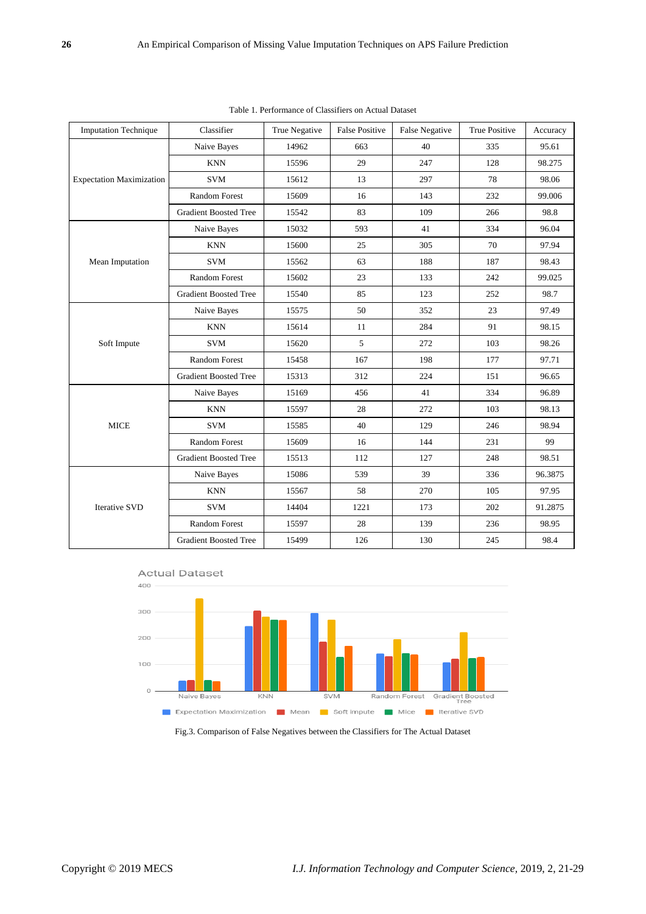Table 1. Performance of Classifiers on Actual Dataset

| Imputation Technique | Classifier | True Negative | False Positive | False Negative | True Positive | Accuracy |
|---|---|---|---|---|---|---|
| Expectation Maximization | Naive Bayes | 14962 | 663 | 40 | 335 | 95.61 |
| | KNN | 15596 | 29 | 247 | 128 | 98.275 |
| | SVM | 15612 | 13 | 297 | 78 | 98.06 |
| | Random Forest | 15609 | 16 | 143 | 232 | 99.006 |
| | Gradient Boosted Tree | 15542 | 83 | 109 | 266 | 98.8 |
| Mean Imputation | Naive Bayes | 15032 | 593 | 41 | 334 | 96.04 |
| | KNN | 15600 | 25 | 305 | 70 | 97.94 |
| | SVM | 15562 | 63 | 188 | 187 | 98.43 |
| | Random Forest | 15602 | 23 | 133 | 242 | 99.025 |
| | Gradient Boosted Tree | 15540 | 85 | 123 | 252 | 98.7 |
| Soft Impute | Naive Bayes | 15575 | 50 | 352 | 23 | 97.49 |
| | KNN | 15614 | 11 | 284 | 91 | 98.15 |
| | SVM | 15620 | 5 | 272 | 103 | 98.26 |
| | Random Forest | 15458 | 167 | 198 | 177 | 97.71 |
| | Gradient Boosted Tree | 15313 | 312 | 224 | 151 | 96.65 |
| MICE | Naive Bayes | 15169 | 456 | 41 | 334 | 96.89 |
| | KNN | 15597 | 28 | 272 | 103 | 98.13 |
| | SVM | 15585 | 40 | 129 | 246 | 98.94 |
| | Random Forest | 15609 | 16 | 144 | 231 | 99 |
| | Gradient Boosted Tree | 15513 | 112 | 127 | 248 | 98.51 |
| Iterative SVD | Naive Bayes | 15086 | 539 | 39 | 336 | 96.3875 |
| | KNN | 15567 | 58 | 270 | 105 | 97.95 |
| | SVM | 14404 | 1221 | 173 | 202 | 91.2875 |
| | Random Forest | 15597 | 28 | 139 | 236 | 98.95 |
| | Gradient Boosted Tree | 15499 | 126 | 130 | 245 | 98.4 |

Fig.3. Comparison of False Negatives between the Classifiers for The Actual Dataset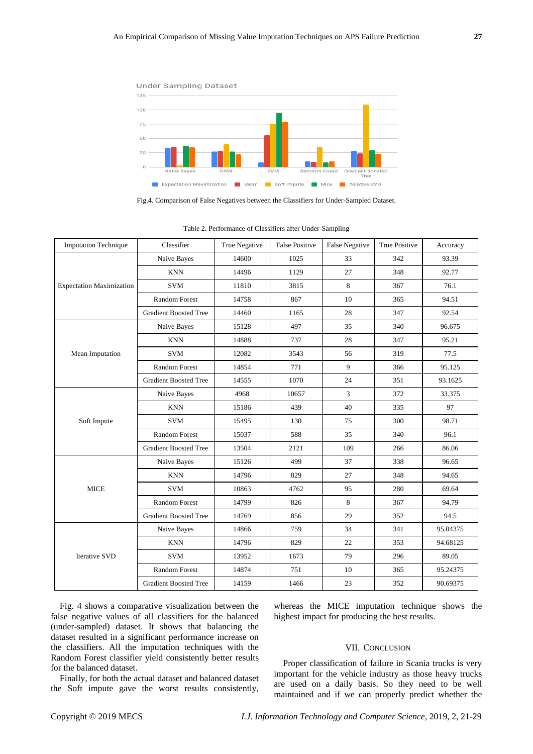Fig.4. Comparison of False Negatives between the Classifiers for Under-Sampled Dataset.

Table 2. Performance of Classifiers after Under-Sampling

| Imputation Technique | Classifier | True Negative | False Positive | False Negative | True Positive | Accuracy |
|---|---|---|---|---|---|---|
| Expectation Maximization | Naive Bayes | 14600 | 1025 | 33 | 342 | 93.39 |
| | KNN | 14496 | 1129 | 27 | 348 | 92.77 |
| | SVM | 11810 | 3815 | 8 | 367 | 76.1 |
| | Random Forest | 14758 | 867 | 10 | 365 | 94.51 |
| | Gradient Boosted Tree | 14460 | 1165 | 28 | 347 | 92.54 |
| Mean Imputation | Naive Bayes | 15128 | 497 | 35 | 340 | 96.675 |
| | KNN | 14888 | 737 | 28 | 347 | 95.21 |
| | SVM | 12082 | 3543 | 56 | 319 | 77.5 |
| | Random Forest | 14854 | 771 | 9 | 366 | 95.125 |
| | Gradient Boosted Tree | 14555 | 1070 | 24 | 351 | 93.1625 |
| Soft Impute | Naive Bayes | 4968 | 10657 | 3 | 372 | 33.375 |
| | KNN | 15186 | 439 | 40 | 335 | 97 |
| | SVM | 15495 | 130 | 75 | 300 | 98.71 |
| | Random Forest | 15037 | 588 | 35 | 340 | 96.1 |
| | Gradient Boosted Tree | 13504 | 2121 | 109 | 266 | 86.06 |
| MICE | Naive Bayes | 15126 | 499 | 37 | 338 | 96.65 |
| | KNN | 14796 | 829 | 27 | 348 | 94.65 |
| | SVM | 10863 | 4762 | 95 | 280 | 69.64 |
| | Random Forest | 14799 | 826 | 8 | 367 | 94.79 |
| | Gradient Boosted Tree | 14769 | 856 | 29 | 352 | 94.5 |
| Iterative SVD | Naive Bayes | 14866 | 759 | 34 | 341 | 95.04375 |
| | KNN | 14796 | 829 | 22 | 353 | 94.68125 |
| | SVM | 13952 | 1673 | 79 | 296 | 89.05 |
| | Random Forest | 14874 | 751 | 10 | 365 | 95.24375 |
| | Gradient Boosted Tree | 14159 | 1466 | 23 | 352 | 90.69375 |

Fig. 4 shows a comparative visualization between the false negative values of all classifiers for the balanced (under-sampled) dataset. It shows that balancing the dataset resulted in a significant performance increase on the classifiers. All the imputation techniques with the Random Forest classifier yield consistently better results for the balanced dataset.

Finally, for both the actual dataset and balanced dataset the Soft impute gave the worst results consistently, whereas the MICE imputation technique shows the highest impact for producing the best results.

## VII. Conclusion

Proper classification of failure in Scania trucks is very important for the vehicle industry as those heavy trucks are used on a daily basis. So they need to be well maintained and if we can properly predict whether the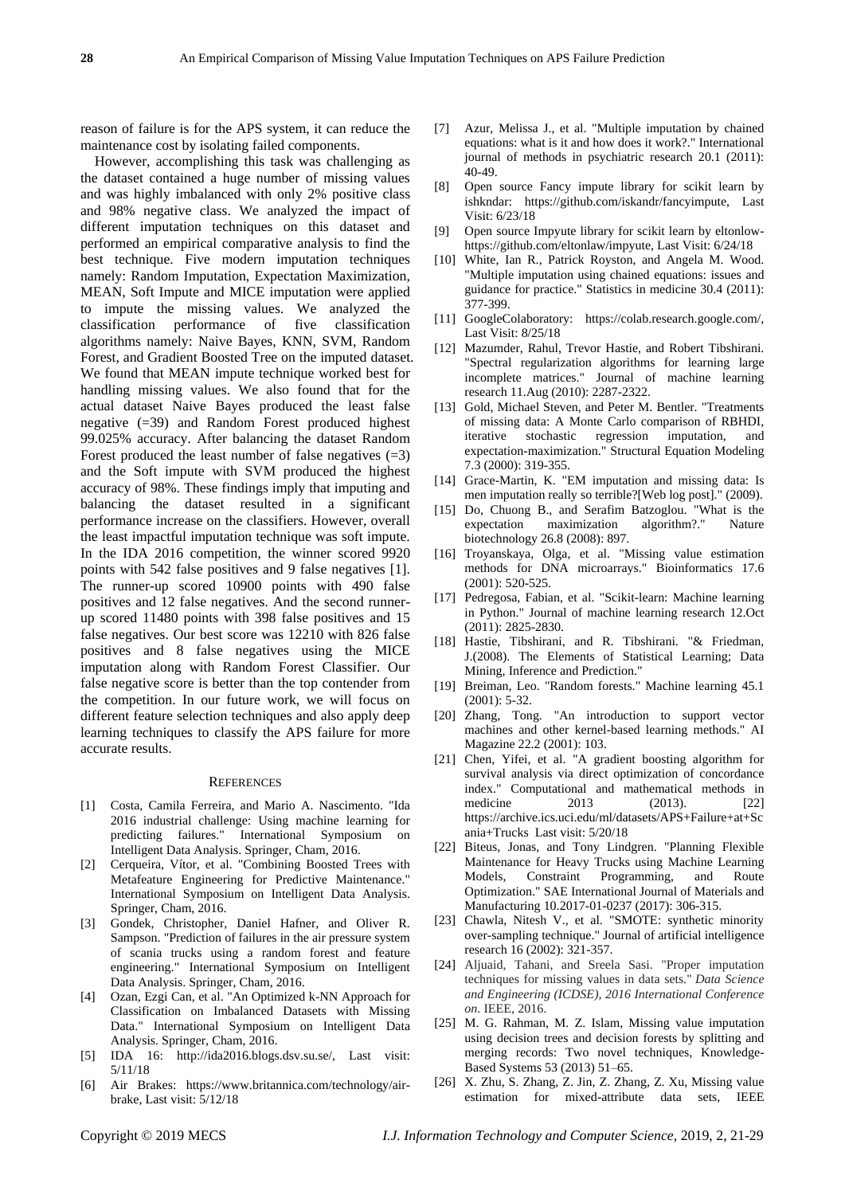reason of failure is for the APS system, it can reduce the maintenance cost by isolating failed components.

However, accomplishing this task was challenging as the dataset contained a huge number of missing values and was highly imbalanced with only 2% positive class and 98% negative class. We analyzed the impact of different imputation techniques on this dataset and performed an empirical comparative analysis to find the best technique. Five modern imputation techniques namely: Random Imputation, Expectation Maximization, MEAN, Soft Impute and MICE imputation were applied to impute the missing values. We analyzed the classification performance of five classification algorithms namely: Naive Bayes, KNN, SVM, Random Forest, and Gradient Boosted Tree on the imputed dataset. We found that MEAN impute technique worked best for handling missing values. We also found that for the actual dataset Naive Bayes produced the least false negative (=39) and Random Forest produced highest 99.025% accuracy. After balancing the dataset Random Forest produced the least number of false negatives (=3) and the Soft impute with SVM produced the highest accuracy of 98%. These findings imply that imputing and balancing the dataset resulted in a significant performance increase on the classifiers. However, overall the least impactful imputation technique was soft impute. In the IDA 2016 competition, the winner scored 9920 points with 542 false positives and 9 false negatives [1]. The runner-up scored 10900 points with 490 false positives and 12 false negatives. And the second runner-up scored 11480 points with 398 false positives and 15 false negatives. Our best score was 12210 with 826 false positives and 8 false negatives using the MICE imputation along with Random Forest Classifier. Our false negative score is better than the top contender from the competition. In our future work, we will focus on different feature selection techniques and also apply deep learning techniques to classify the APS failure for more accurate results.

## References

[1] Costa, Camila Ferreira, and Mario A. Nascimento. "Ida 2016 industrial challenge: Using machine learning for predicting failures." International Symposium on Intelligent Data Analysis. Springer, Cham, 2016.

[2] Cerqueira, Vítor, et al. "Combining Boosted Trees with Metafeature Engineering for Predictive Maintenance." International Symposium on Intelligent Data Analysis. Springer, Cham, 2016.

[3] Gondek, Christopher, Daniel Hafner, and Oliver R. Sampson. "Prediction of failures in the air pressure system of scania trucks using a random forest and feature engineering." International Symposium on Intelligent Data Analysis. Springer, Cham, 2016.

[4] Ozan, Ezgi Can, et al. "An Optimized k-NN Approach for Classification on Imbalanced Datasets with Missing Data." International Symposium on Intelligent Data Analysis. Springer, Cham, 2016.

[5] IDA 16: http://ida2016.blogs.dsv.su.se/, Last visit: 5/11/18

[6] Air Brakes: https://www.britannica.com/technology/air-brake, Last visit: 5/12/18

[7] Azur, Melissa J., et al. "Multiple imputation by chained equations: what is it and how does it work?." International journal of methods in psychiatric research 20.1 (2011): 40-49.

[8] Open source Fancy impute library for scikit learn by ishkndar: https://github.com/iskandr/fancyimpute, Last Visit: 6/23/18

[9] Open source Impyute library for scikit learn by eltonlow-https://github.com/eltonlaw/impyute, Last Visit: 6/24/18

[10] White, Ian R., Patrick Royston, and Angela M. Wood. "Multiple imputation using chained equations: issues and guidance for practice." Statistics in medicine 30.4 (2011): 377-399.

[11] GoogleColaboratory: https://colab.research.google.com/, Last Visit: 8/25/18

[12] Mazumder, Rahul, Trevor Hastie, and Robert Tibshirani. "Spectral regularization algorithms for learning large incomplete matrices." Journal of machine learning research 11.Aug (2010): 2287-2322.

[13] Gold, Michael Steven, and Peter M. Bentler. "Treatments of missing data: A Monte Carlo comparison of RBHDI, iterative stochastic regression imputation, and expectation-maximization." Structural Equation Modeling 7.3 (2000): 319-355.

[14] Grace-Martin, K. "EM imputation and missing data: Is men imputation really so terrible?[Web log post]." (2009).

[15] Do, Chuong B., and Serafim Batzoglou. "What is the expectation maximization algorithm?." Nature biotechnology 26.8 (2008): 897.

[16] Troyanskaya, Olga, et al. "Missing value estimation methods for DNA microarrays." Bioinformatics 17.6 (2001): 520-525.

[17] Pedregosa, Fabian, et al. "Scikit-learn: Machine learning in Python." Journal of machine learning research 12.Oct (2011): 2825-2830.

[18] Hastie, Tibshirani, and R. Tibshirani. "& Friedman, J.(2008). The Elements of Statistical Learning; Data Mining, Inference and Prediction."

[19] Breiman, Leo. "Random forests." Machine learning 45.1 (2001): 5-32.

[20] Zhang, Tong. "An introduction to support vector machines and other kernel-based learning methods." AI Magazine 22.2 (2001): 103.

[21] Chen, Yifei, et al. "A gradient boosting algorithm for survival analysis via direct optimization of concordance index." Computational and mathematical methods in medicine 2013 (2013). [22] https://archive.ics.uci.edu/ml/datasets/APS+Failure+at+Scania+Trucks Last visit: 5/20/18

[22] Biteus, Jonas, and Tony Lindgren. "Planning Flexible Maintenance for Heavy Trucks using Machine Learning Models, Constraint Programming, and Route Optimization." SAE International Journal of Materials and Manufacturing 10.2017-01-0237 (2017): 306-315.

[23] Chawla, Nitesh V., et al. "SMOTE: synthetic minority over-sampling technique." Journal of artificial intelligence research 16 (2002): 321-357.

[24] Aljuaid, Tahani, and Sreela Sasi. "Proper imputation techniques for missing values in data sets." *Data Science and Engineering (ICDSE), 2016 International Conference on*. IEEE, 2016.

[25] M. G. Rahman, M. Z. Islam, Missing value imputation using decision trees and decision forests by splitting and merging records: Two novel techniques, Knowledge-Based Systems 53 (2013) 51–65.

[26] X. Zhu, S. Zhang, Z. Jin, Z. Zhang, Z. Xu, Missing value estimation for mixed-attribute data sets, IEEE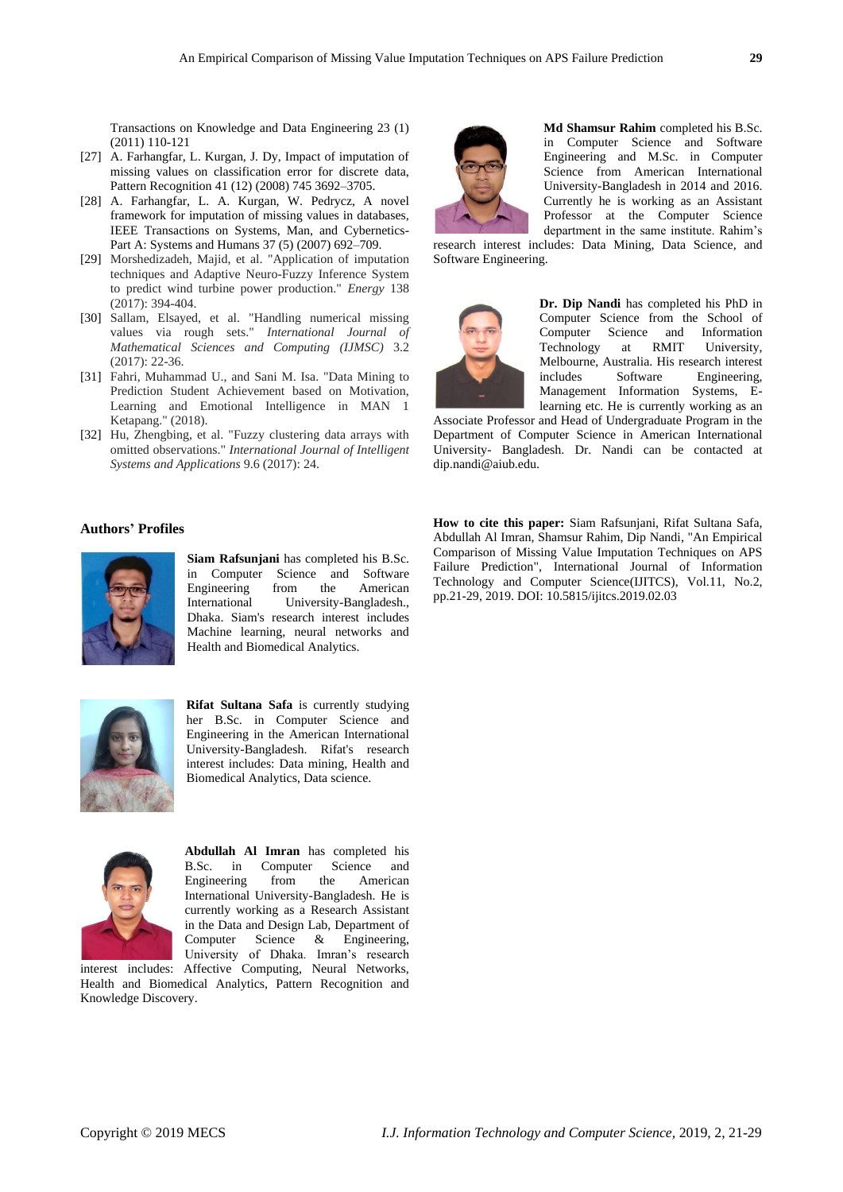Transactions on Knowledge and Data Engineering 23 (1) (2011) 110-121

[27] A. Farhangfar, L. Kurgan, J. Dy, Impact of imputation of missing values on classification error for discrete data, Pattern Recognition 41 (12) (2008) 745 3692–3705.

[28] A. Farhangfar, L. A. Kurgan, W. Pedrycz, A novel framework for imputation of missing values in databases, IEEE Transactions on Systems, Man, and Cybernetics-Part A: Systems and Humans 37 (5) (2007) 692–709.

[29] Morshedizadeh, Majid, et al. "Application of imputation techniques and Adaptive Neuro-Fuzzy Inference System to predict wind turbine power production." *Energy* 138 (2017): 394-404.

[30] Sallam, Elsayed, et al. "Handling numerical missing values via rough sets." *International Journal of Mathematical Sciences and Computing (IJMSC)* 3.2 (2017): 22-36.

[31] Fahri, Muhammad U., and Sani M. Isa. "Data Mining to Prediction Student Achievement based on Motivation, Learning and Emotional Intelligence in MAN 1 Ketapang." (2018).

[32] Hu, Zhengbing, et al. "Fuzzy clustering data arrays with omitted observations." *International Journal of Intelligent Systems and Applications* 9.6 (2017): 24.

## Authors' Profiles

**Siam Rafsunjani** has completed his B.Sc. in Computer Science and Software Engineering from the American International University-Bangladesh., Dhaka. Siam's research interest includes Machine learning, neural networks and Health and Biomedical Analytics.

**Rifat Sultana Safa** is currently studying her B.Sc. in Computer Science and Engineering in the American International University-Bangladesh. Rifat's research interest includes: Data mining, Health and Biomedical Analytics, Data science.

**Abdullah Al Imran** has completed his B.Sc. in Computer Science and Engineering from the American International University-Bangladesh. He is currently working as a Research Assistant in the Data and Design Lab, Department of Computer Science & Engineering, University of Dhaka. Imran's research interest includes: Affective Computing, Neural Networks, Health and Biomedical Analytics, Pattern Recognition and Knowledge Discovery.

**Md Shamsur Rahim** completed his B.Sc. in Computer Science and Software Engineering and M.Sc. in Computer Science from American International University-Bangladesh in 2014 and 2016. Currently he is working as an Assistant Professor at the Computer Science department in the same institute. Rahim's research interest includes: Data Mining, Data Science, and Software Engineering.

**Dr. Dip Nandi** has completed his PhD in Computer Science from the School of Computer Science and Information Technology at RMIT University, Melbourne, Australia. His research interest includes Software Engineering, Management Information Systems, E-learning etc. He is currently working as an Associate Professor and Head of Undergraduate Program in the Department of Computer Science in American International University- Bangladesh. Dr. Nandi can be contacted at dip.nandi@aiub.edu.

**How to cite this paper:** Siam Rafsunjani, Rifat Sultana Safa, Abdullah Al Imran, Md Shamsur Rahim, Dip Nandi, "An Empirical Comparison of Missing Value Imputation Techniques on APS Failure Prediction", International Journal of Information Technology and Computer Science(IJITCS), Vol.11, No.2, pp.21-29, 2019. DOI: 10.5815/ijitcs.2019.02.03